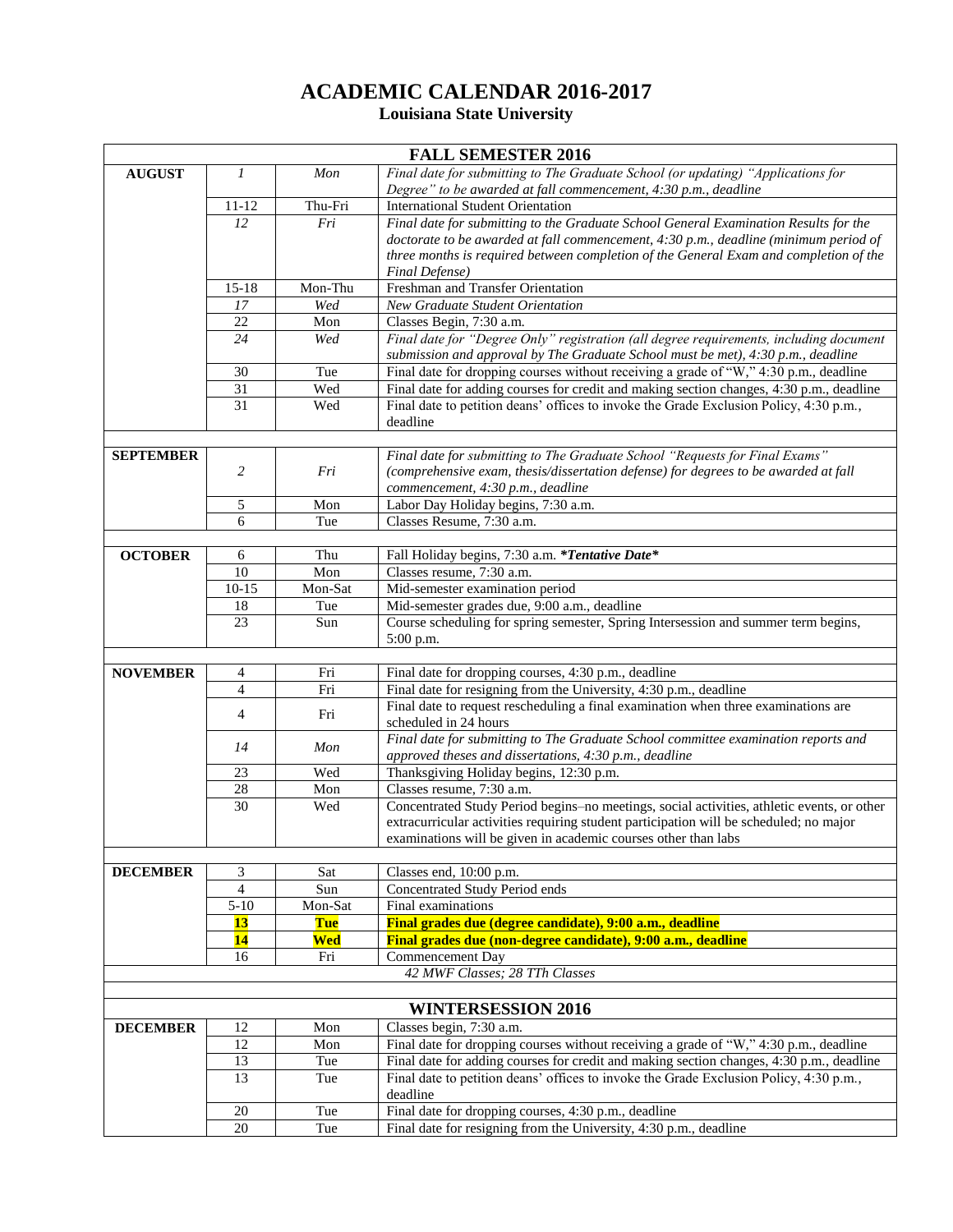# ACADEMIC CALENDAR 2016-2017

## Louisiana State University

| FALL SEMESTER 2016 | | | |
|---|---|---|---|
| **AUGUST** | *1* | *Mon* | *Final date for submitting to The Graduate School (or updating) "Applications for Degree" to be awarded at fall commencement, 4:30 p.m., deadline* |
| | 11-12 | Thu-Fri | International Student Orientation |
| | *12* | *Fri* | *Final date for submitting to the Graduate School General Examination Results for the doctorate to be awarded at fall commencement, 4:30 p.m., deadline (minimum period of three months is required between completion of the General Exam and completion of the Final Defense)* |
| | 15-18 | Mon-Thu | Freshman and Transfer Orientation |
| | *17* | *Wed* | *New Graduate Student Orientation* |
| | 22 | Mon | Classes Begin, 7:30 a.m. |
| | *24* | *Wed* | *Final date for "Degree Only" registration (all degree requirements, including document submission and approval by The Graduate School must be met), 4:30 p.m., deadline* |
| | 30 | Tue | Final date for dropping courses without receiving a grade of "W," 4:30 p.m., deadline |
| | 31 | Wed | Final date for adding courses for credit and making section changes, 4:30 p.m., deadline |
| | 31 | Wed | Final date to petition deans' offices to invoke the Grade Exclusion Policy, 4:30 p.m., deadline |
| | | | |
| **SEPTEMBER** | *2* | *Fri* | *Final date for submitting to The Graduate School "Requests for Final Exams" (comprehensive exam, thesis/dissertation defense) for degrees to be awarded at fall commencement, 4:30 p.m., deadline* |
| | 5 | Mon | Labor Day Holiday begins, 7:30 a.m. |
| | 6 | Tue | Classes Resume, 7:30 a.m. |
| | | | |
| **OCTOBER** | 6 | Thu | Fall Holiday begins, 7:30 a.m. ***Tentative Date*** |
| | 10 | Mon | Classes resume, 7:30 a.m. |
| | 10-15 | Mon-Sat | Mid-semester examination period |
| | 18 | Tue | Mid-semester grades due, 9:00 a.m., deadline |
| | 23 | Sun | Course scheduling for spring semester, Spring Intersession and summer term begins, 5:00 p.m. |
| | | | |
| **NOVEMBER** | 4 | Fri | Final date for dropping courses, 4:30 p.m., deadline |
| | 4 | Fri | Final date for resigning from the University, 4:30 p.m., deadline |
| | 4 | Fri | Final date to request rescheduling a final examination when three examinations are scheduled in 24 hours |
| | *14* | *Mon* | *Final date for submitting to The Graduate School committee examination reports and approved theses and dissertations, 4:30 p.m., deadline* |
| | 23 | Wed | Thanksgiving Holiday begins, 12:30 p.m. |
| | 28 | Mon | Classes resume, 7:30 a.m. |
| | 30 | Wed | Concentrated Study Period begins–no meetings, social activities, athletic events, or other extracurricular activities requiring student participation will be scheduled; no major examinations will be given in academic courses other than labs |
| | | | |
| **DECEMBER** | 3 | Sat | Classes end, 10:00 p.m. |
| | 4 | Sun | Concentrated Study Period ends |
| | 5-10 | Mon-Sat | Final examinations |
| | **13** | **Tue** | **Final grades due (degree candidate), 9:00 a.m., deadline** |
| | **14** | **Wed** | **Final grades due (non-degree candidate), 9:00 a.m., deadline** |
| | 16 | Fri | Commencement Day |
| | | | *42 MWF Classes; 28 TTh Classes* |

| WINTERSESSION 2016 | | | |
|---|---|---|---|
| **DECEMBER** | 12 | Mon | Classes begin, 7:30 a.m. |
| | 12 | Mon | Final date for dropping courses without receiving a grade of "W," 4:30 p.m., deadline |
| | 13 | Tue | Final date for adding courses for credit and making section changes, 4:30 p.m., deadline |
| | 13 | Tue | Final date to petition deans' offices to invoke the Grade Exclusion Policy, 4:30 p.m., deadline |
| | 20 | Tue | Final date for dropping courses, 4:30 p.m., deadline |
| | 20 | Tue | Final date for resigning from the University, 4:30 p.m., deadline |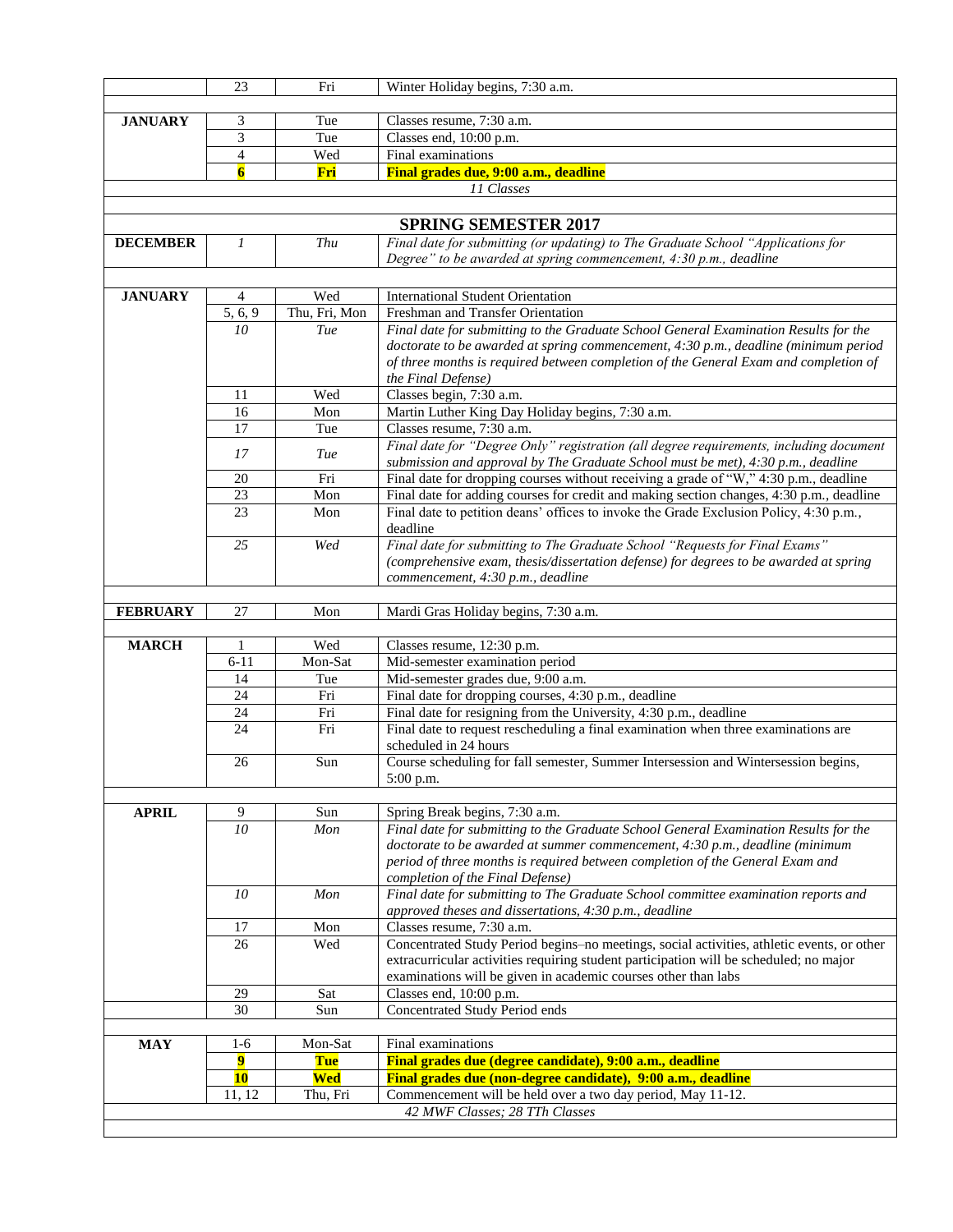| | | | |
|---|---|---|---|
| | 23 | Fri | Winter Holiday begins, 7:30 a.m. |
| | | | |
| **JANUARY** | 3 | Tue | Classes resume, 7:30 a.m. |
| | 3 | Tue | Classes end, 10:00 p.m. |
| | 4 | Wed | Final examinations |
| | **6** | **Fri** | **Final grades due, 9:00 a.m., deadline** |
| | | | *11 Classes* |

## SPRING SEMESTER 2017

| | | | |
|---|---|---|---|
| **DECEMBER** | *1* | *Thu* | *Final date for submitting (or updating) to The Graduate School "Applications for Degree" to be awarded at spring commencement, 4:30 p.m., deadline* |
| | | | |
| **JANUARY** | 4 | Wed | International Student Orientation |
| | 5, 6, 9 | Thu, Fri, Mon | Freshman and Transfer Orientation |
| | *10* | *Tue* | *Final date for submitting to the Graduate School General Examination Results for the doctorate to be awarded at spring commencement, 4:30 p.m., deadline (minimum period of three months is required between completion of the General Exam and completion of the Final Defense)* |
| | 11 | Wed | Classes begin, 7:30 a.m. |
| | 16 | Mon | Martin Luther King Day Holiday begins, 7:30 a.m. |
| | 17 | Tue | Classes resume, 7:30 a.m. |
| | *17* | *Tue* | *Final date for "Degree Only" registration (all degree requirements, including document submission and approval by The Graduate School must be met), 4:30 p.m., deadline* |
| | 20 | Fri | Final date for dropping courses without receiving a grade of "W," 4:30 p.m., deadline |
| | 23 | Mon | Final date for adding courses for credit and making section changes, 4:30 p.m., deadline |
| | 23 | Mon | Final date to petition deans' offices to invoke the Grade Exclusion Policy, 4:30 p.m., deadline |
| | *25* | *Wed* | *Final date for submitting to The Graduate School "Requests for Final Exams" (comprehensive exam, thesis/dissertation defense) for degrees to be awarded at spring commencement, 4:30 p.m., deadline* |
| | | | |
| **FEBRUARY** | 27 | Mon | Mardi Gras Holiday begins, 7:30 a.m. |
| | | | |
| **MARCH** | 1 | Wed | Classes resume, 12:30 p.m. |
| | 6-11 | Mon-Sat | Mid-semester examination period |
| | 14 | Tue | Mid-semester grades due, 9:00 a.m. |
| | 24 | Fri | Final date for dropping courses, 4:30 p.m., deadline |
| | 24 | Fri | Final date for resigning from the University, 4:30 p.m., deadline |
| | 24 | Fri | Final date to request rescheduling a final examination when three examinations are scheduled in 24 hours |
| | 26 | Sun | Course scheduling for fall semester, Summer Intersession and Wintersession begins, 5:00 p.m. |
| | | | |
| **APRIL** | 9 | Sun | Spring Break begins, 7:30 a.m. |
| | *10* | *Mon* | *Final date for submitting to the Graduate School General Examination Results for the doctorate to be awarded at summer commencement, 4:30 p.m., deadline (minimum period of three months is required between completion of the General Exam and completion of the Final Defense)* |
| | *10* | *Mon* | *Final date for submitting to The Graduate School committee examination reports and approved theses and dissertations, 4:30 p.m., deadline* |
| | 17 | Mon | Classes resume, 7:30 a.m. |
| | 26 | Wed | Concentrated Study Period begins–no meetings, social activities, athletic events, or other extracurricular activities requiring student participation will be scheduled; no major examinations will be given in academic courses other than labs |
| | 29 | Sat | Classes end, 10:00 p.m. |
| | 30 | Sun | Concentrated Study Period ends |
| | | | |
| **MAY** | 1-6 | Mon-Sat | Final examinations |
| | **9** | **Tue** | **Final grades due (degree candidate), 9:00 a.m., deadline** |
| | **10** | **Wed** | **Final grades due (non-degree candidate), 9:00 a.m., deadline** |
| | 11, 12 | Thu, Fri | Commencement will be held over a two day period, May 11-12. |
| | | | *42 MWF Classes; 28 TTh Classes* |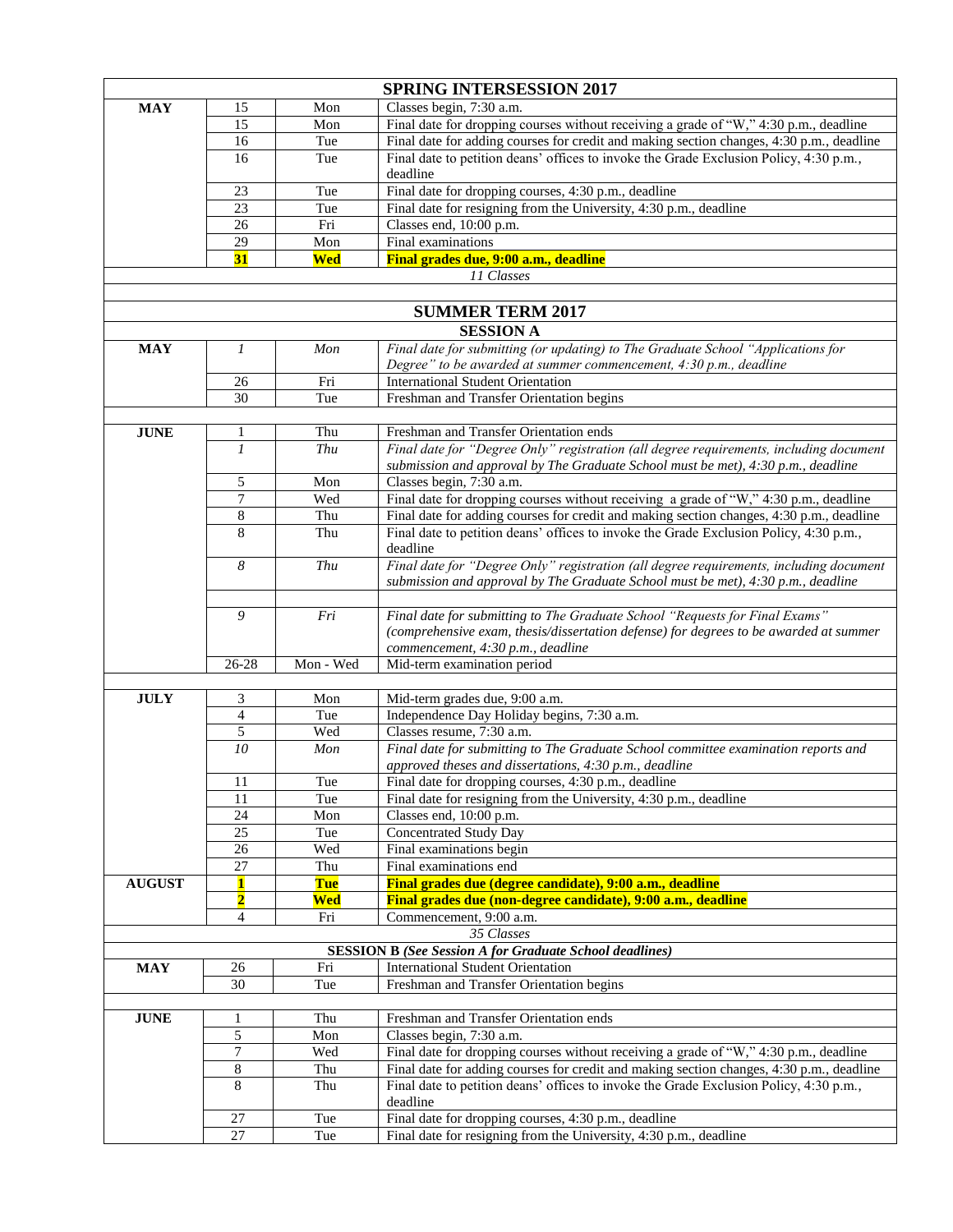| **SPRING INTERSESSION 2017** | | | |
|---|---|---|---|
| **MAY** | 15 | Mon | Classes begin, 7:30 a.m. |
| | 15 | Mon | Final date for dropping courses without receiving a grade of "W," 4:30 p.m., deadline |
| | 16 | Tue | Final date for adding courses for credit and making section changes, 4:30 p.m., deadline |
| | 16 | Tue | Final date to petition deans' offices to invoke the Grade Exclusion Policy, 4:30 p.m., deadline |
| | 23 | Tue | Final date for dropping courses, 4:30 p.m., deadline |
| | 23 | Tue | Final date for resigning from the University, 4:30 p.m., deadline |
| | 26 | Fri | Classes end, 10:00 p.m. |
| | 29 | Mon | Final examinations |
| | **31** | **Wed** | **Final grades due, 9:00 a.m., deadline** |
| | | | *11 Classes* |

| **SUMMER TERM 2017** | | | |
|---|---|---|---|
| **SESSION A** | | | |
| **MAY** | *1* | *Mon* | *Final date for submitting (or updating) to The Graduate School "Applications for Degree" to be awarded at summer commencement, 4:30 p.m., deadline* |
| | 26 | Fri | International Student Orientation |
| | 30 | Tue | Freshman and Transfer Orientation begins |
| | | | |
| **JUNE** | 1 | Thu | Freshman and Transfer Orientation ends |
| | *1* | *Thu* | *Final date for "Degree Only" registration (all degree requirements, including document submission and approval by The Graduate School must be met), 4:30 p.m., deadline* |
| | 5 | Mon | Classes begin, 7:30 a.m. |
| | 7 | Wed | Final date for dropping courses without receiving a grade of "W," 4:30 p.m., deadline |
| | 8 | Thu | Final date for adding courses for credit and making section changes, 4:30 p.m., deadline |
| | 8 | Thu | Final date to petition deans' offices to invoke the Grade Exclusion Policy, 4:30 p.m., deadline |
| | *8* | *Thu* | *Final date for "Degree Only" registration (all degree requirements, including document submission and approval by The Graduate School must be met), 4:30 p.m., deadline* |
| | | | |
| | *9* | *Fri* | *Final date for submitting to The Graduate School "Requests for Final Exams" (comprehensive exam, thesis/dissertation defense) for degrees to be awarded at summer commencement, 4:30 p.m., deadline* |
| | 26-28 | Mon - Wed | Mid-term examination period |
| | | | |
| **JULY** | 3 | Mon | Mid-term grades due, 9:00 a.m. |
| | 4 | Tue | Independence Day Holiday begins, 7:30 a.m. |
| | 5 | Wed | Classes resume, 7:30 a.m. |
| | *10* | *Mon* | *Final date for submitting to The Graduate School committee examination reports and approved theses and dissertations, 4:30 p.m., deadline* |
| | 11 | Tue | Final date for dropping courses, 4:30 p.m., deadline |
| | 11 | Tue | Final date for resigning from the University, 4:30 p.m., deadline |
| | 24 | Mon | Classes end, 10:00 p.m. |
| | 25 | Tue | Concentrated Study Day |
| | 26 | Wed | Final examinations begin |
| | 27 | Thu | Final examinations end |
| **AUGUST** | **1** | **Tue** | **Final grades due (degree candidate), 9:00 a.m., deadline** |
| | **2** | **Wed** | **Final grades due (non-degree candidate), 9:00 a.m., deadline** |
| | 4 | Fri | Commencement, 9:00 a.m. |
| | | | *35 Classes* |
| **SESSION B** *(See Session A for Graduate School deadlines)* | | | |
| **MAY** | 26 | Fri | International Student Orientation |
| | 30 | Tue | Freshman and Transfer Orientation begins |
| | | | |
| **JUNE** | 1 | Thu | Freshman and Transfer Orientation ends |
| | 5 | Mon | Classes begin, 7:30 a.m. |
| | 7 | Wed | Final date for dropping courses without receiving a grade of "W," 4:30 p.m., deadline |
| | 8 | Thu | Final date for adding courses for credit and making section changes, 4:30 p.m., deadline |
| | 8 | Thu | Final date to petition deans' offices to invoke the Grade Exclusion Policy, 4:30 p.m., deadline |
| | 27 | Tue | Final date for dropping courses, 4:30 p.m., deadline |
| | 27 | Tue | Final date for resigning from the University, 4:30 p.m., deadline |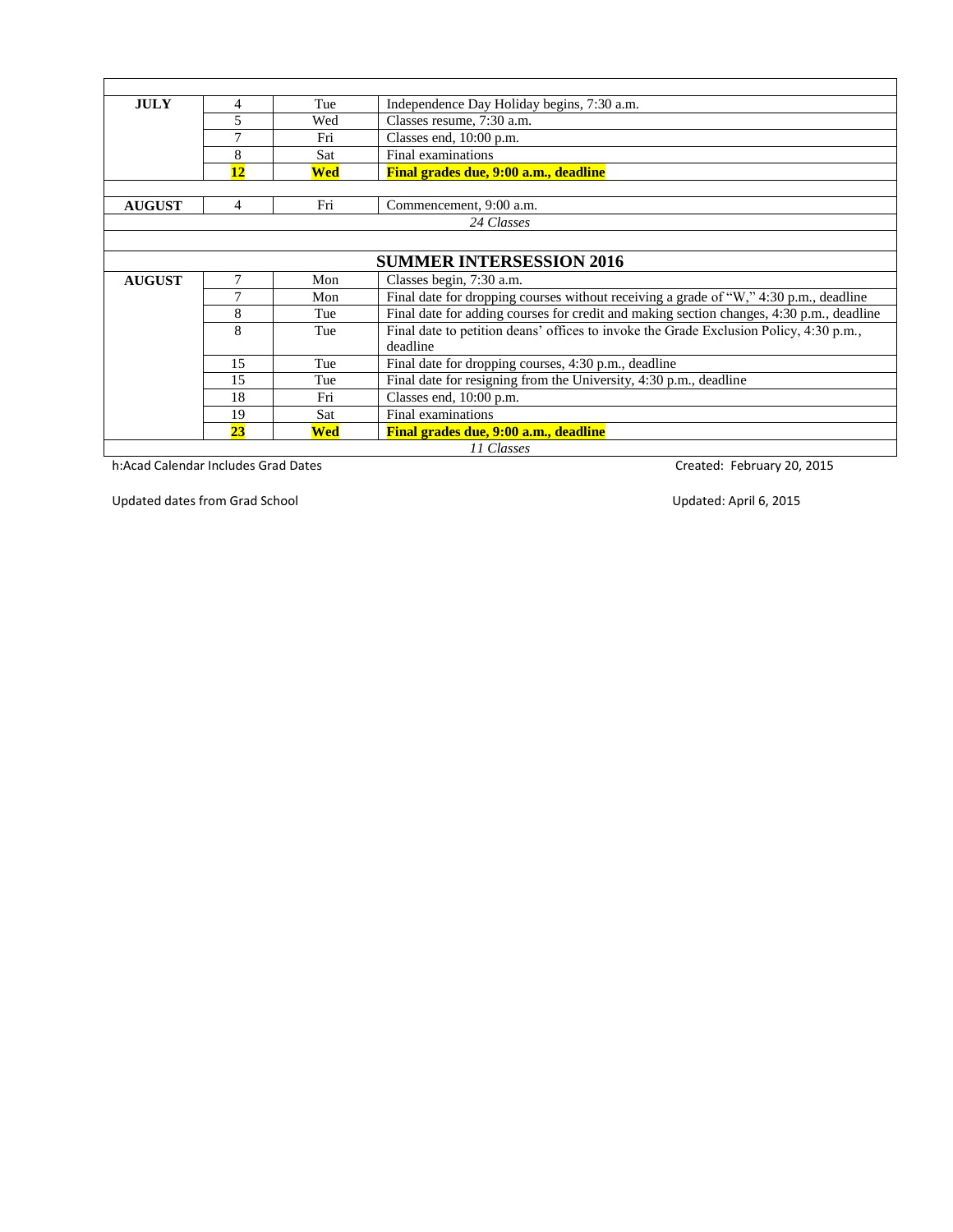| | | | |
|---|---|---|---|
| **JULY** | 4 | Tue | Independence Day Holiday begins, 7:30 a.m. |
| | 5 | Wed | Classes resume, 7:30 a.m. |
| | 7 | Fri | Classes end, 10:00 p.m. |
| | 8 | Sat | Final examinations |
| | **12** | **Wed** | **Final grades due, 9:00 a.m., deadline** |
| | | | |
| **AUGUST** | 4 | Fri | Commencement, 9:00 a.m. |
| | | | *24 Classes* |

## SUMMER INTERSESSION 2016

| | | | |
|---|---|---|---|
| **AUGUST** | 7 | Mon | Classes begin, 7:30 a.m. |
| | 7 | Mon | Final date for dropping courses without receiving a grade of "W," 4:30 p.m., deadline |
| | 8 | Tue | Final date for adding courses for credit and making section changes, 4:30 p.m., deadline |
| | 8 | Tue | Final date to petition deans' offices to invoke the Grade Exclusion Policy, 4:30 p.m., deadline |
| | 15 | Tue | Final date for dropping courses, 4:30 p.m., deadline |
| | 15 | Tue | Final date for resigning from the University, 4:30 p.m., deadline |
| | 18 | Fri | Classes end, 10:00 p.m. |
| | 19 | Sat | Final examinations |
| | **23** | **Wed** | **Final grades due, 9:00 a.m., deadline** |
| | | | *11 Classes* |

h:Acad Calendar Includes Grad Dates

Created: February 20, 2015

Updated dates from Grad School

Updated: April 6, 2015